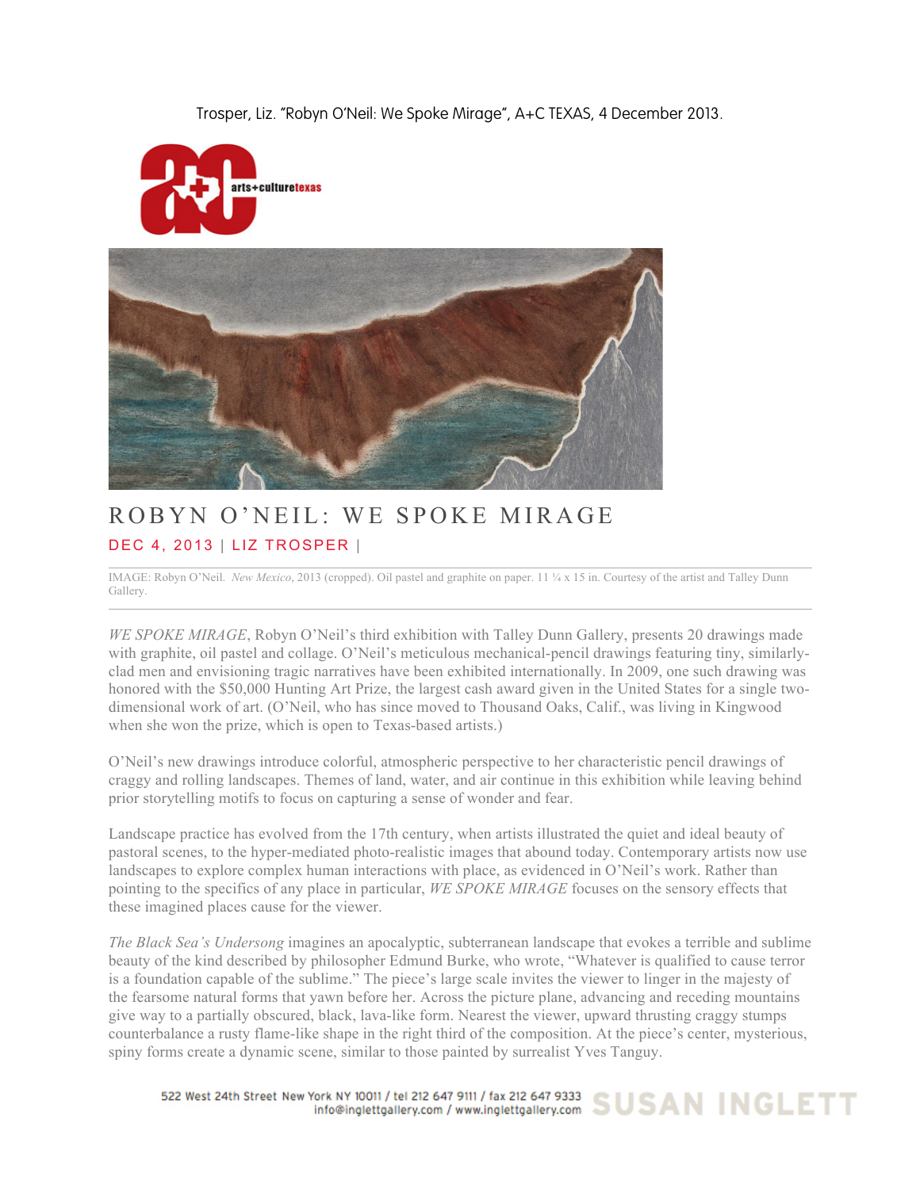Trosper, Liz. "Robyn O'Neil: We Spoke Mirage", A+C TEXAS, 4 December 2013.

# ROBYN O'NEIL: WE SPOKE MIRAGE

DEC 4, 2013 | LIZ TROSPER |

IMAGE: Robyn O'Neil. *New Mexico*, 2013 (cropped). Oil pastel and graphite on paper. 11 ¼ x 15 in. Courtesy of the artist and Talley Dunn Gallery.

*WE SPOKE MIRAGE*, Robyn O'Neil's third exhibition with Talley Dunn Gallery, presents 20 drawings made with graphite, oil pastel and collage. O'Neil's meticulous mechanical-pencil drawings featuring tiny, similarly-clad men and envisioning tragic narratives have been exhibited internationally. In 2009, one such drawing was honored with the $50,000 Hunting Art Prize, the largest cash award given in the United States for a single two-dimensional work of art. (O'Neil, who has since moved to Thousand Oaks, Calif., was living in Kingwood when she won the prize, which is open to Texas-based artists.)

O'Neil's new drawings introduce colorful, atmospheric perspective to her characteristic pencil drawings of craggy and rolling landscapes. Themes of land, water, and air continue in this exhibition while leaving behind prior storytelling motifs to focus on capturing a sense of wonder and fear.

Landscape practice has evolved from the 17th century, when artists illustrated the quiet and ideal beauty of pastoral scenes, to the hyper-mediated photo-realistic images that abound today. Contemporary artists now use landscapes to explore complex human interactions with place, as evidenced in O'Neil's work. Rather than pointing to the specifics of any place in particular, *WE SPOKE MIRAGE* focuses on the sensory effects that these imagined places cause for the viewer.

*The Black Sea's Undersong* imagines an apocalyptic, subterranean landscape that evokes a terrible and sublime beauty of the kind described by philosopher Edmund Burke, who wrote, "Whatever is qualified to cause terror is a foundation capable of the sublime." The piece's large scale invites the viewer to linger in the majesty of the fearsome natural forms that yawn before her. Across the picture plane, advancing and receding mountains give way to a partially obscured, black, lava-like form. Nearest the viewer, upward thrusting craggy stumps counterbalance a rusty flame-like shape in the right third of the composition. At the piece's center, mysterious, spiny forms create a dynamic scene, similar to those painted by surrealist Yves Tanguy.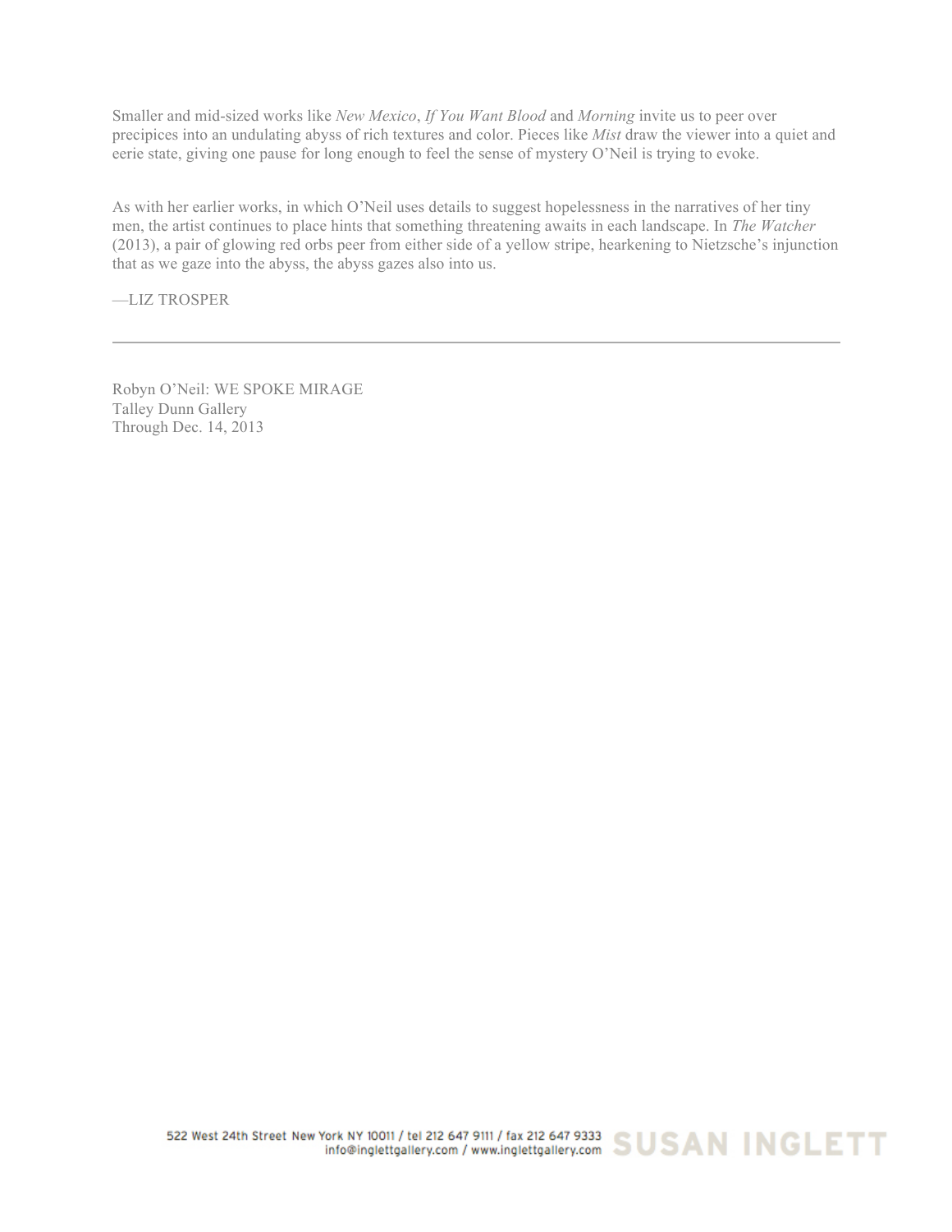Smaller and mid-sized works like *New Mexico*, *If You Want Blood* and *Morning* invite us to peer over precipices into an undulating abyss of rich textures and color. Pieces like *Mist* draw the viewer into a quiet and eerie state, giving one pause for long enough to feel the sense of mystery O'Neil is trying to evoke.

As with her earlier works, in which O'Neil uses details to suggest hopelessness in the narratives of her tiny men, the artist continues to place hints that something threatening awaits in each landscape. In *The Watcher* (2013), a pair of glowing red orbs peer from either side of a yellow stripe, hearkening to Nietzsche's injunction that as we gaze into the abyss, the abyss gazes also into us.

—LIZ TROSPER

---

Robyn O'Neil: WE SPOKE MIRAGE
Talley Dunn Gallery
Through Dec. 14, 2013